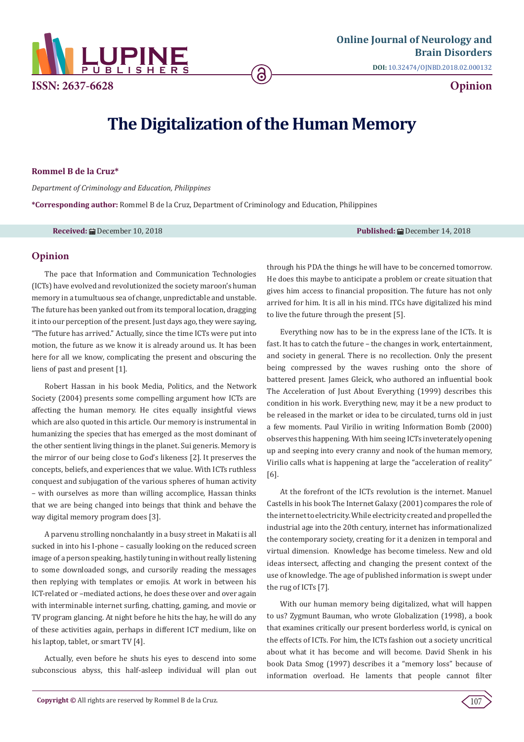# The Digitalization of the Human Memory

**Rommel B de la Cruz***

*Department of Criminology and Education, Philippines*

***Corresponding author:** Rommel B de la Cruz, Department of Criminology and Education, Philippines

**Received:** December 10, 2018 **Published:** December 14, 2018

## Opinion

The pace that Information and Communication Technologies (ICTs) have evolved and revolutionized the society maroon's human memory in a tumultuous sea of change, unpredictable and unstable. The future has been yanked out from its temporal location, dragging it into our perception of the present. Just days ago, they were saying, "The future has arrived." Actually, since the time ICTs were put into motion, the future as we know it is already around us. It has been here for all we know, complicating the present and obscuring the liens of past and present [1].

Robert Hassan in his book Media, Politics, and the Network Society (2004) presents some compelling argument how ICTs are affecting the human memory. He cites equally insightful views which are also quoted in this article. Our memory is instrumental in humanizing the species that has emerged as the most dominant of the other sentient living things in the planet. Sui generis. Memory is the mirror of our being close to God's likeness [2]. It preserves the concepts, beliefs, and experiences that we value. With ICTs ruthless conquest and subjugation of the various spheres of human activity – with ourselves as more than willing accomplice, Hassan thinks that we are being changed into beings that think and behave the way digital memory program does [3].

A parvenu strolling nonchalantly in a busy street in Makati is all sucked in into his I-phone – casually looking on the reduced screen image of a person speaking, hastily tuning in without really listening to some downloaded songs, and cursorily reading the messages then replying with templates or emojis. At work in between his ICT-related or –mediated actions, he does these over and over again with interminable internet surfing, chatting, gaming, and movie or TV program glancing. At night before he hits the hay, he will do any of these activities again, perhaps in different ICT medium, like on his laptop, tablet, or smart TV [4].

Actually, even before he shuts his eyes to descend into some subconscious abyss, this half-asleep individual will plan out through his PDA the things he will have to be concerned tomorrow. He does this maybe to anticipate a problem or create situation that gives him access to financial proposition. The future has not only arrived for him. It is all in his mind. ITCs have digitalized his mind to live the future through the present [5].

Everything now has to be in the express lane of the ICTs. It is fast. It has to catch the future – the changes in work, entertainment, and society in general. There is no recollection. Only the present being compressed by the waves rushing onto the shore of battered present. James Gleick, who authored an influential book The Acceleration of Just About Everything (1999) describes this condition in his work. Everything new, may it be a new product to be released in the market or idea to be circulated, turns old in just a few moments. Paul Virilio in writing Information Bomb (2000) observes this happening. With him seeing ICTs inveterately opening up and seeping into every cranny and nook of the human memory, Virilio calls what is happening at large the "acceleration of reality" [6].

At the forefront of the ICTs revolution is the internet. Manuel Castells in his book The Internet Galaxy (2001) compares the role of the internet to electricity. While electricity created and propelled the industrial age into the 20th century, internet has informationalized the contemporary society, creating for it a denizen in temporal and virtual dimension. Knowledge has become timeless. New and old ideas intersect, affecting and changing the present context of the use of knowledge. The age of published information is swept under the rug of ICTs [7].

With our human memory being digitalized, what will happen to us? Zygmunt Bauman, who wrote Globalization (1998), a book that examines critically our present borderless world, is cynical on the effects of ICTs. For him, the ICTs fashion out a society uncritical about what it has become and will become. David Shenk in his book Data Smog (1997) describes it a "memory loss" because of information overload. He laments that people cannot filter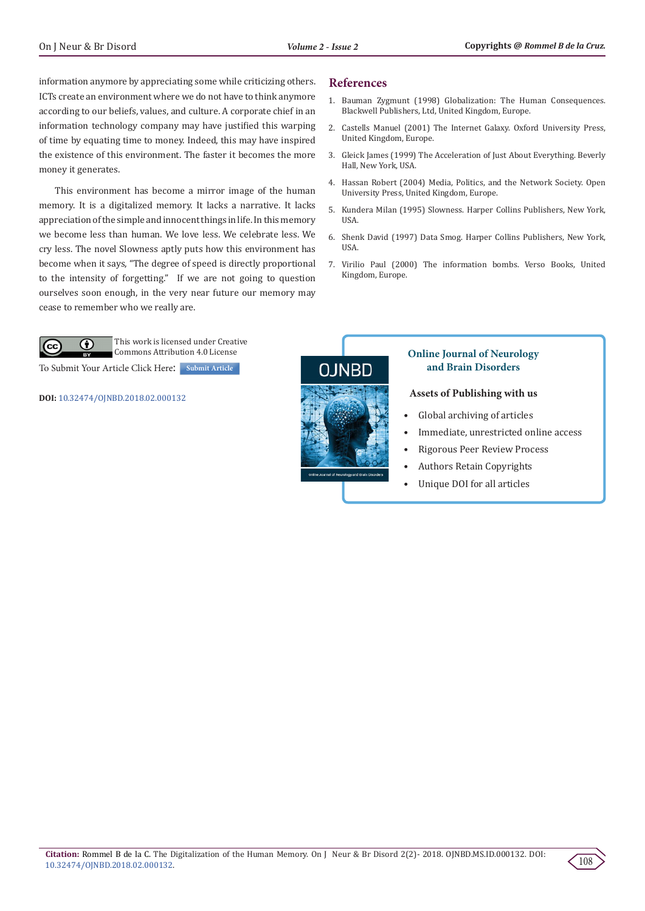information anymore by appreciating some while criticizing others. ICTs create an environment where we do not have to think anymore according to our beliefs, values, and culture. A corporate chief in an information technology company may have justified this warping of time by equating time to money. Indeed, this may have inspired the existence of this environment. The faster it becomes the more money it generates.

This environment has become a mirror image of the human memory. It is a digitalized memory. It lacks a narrative. It lacks appreciation of the simple and innocent things in life. In this memory we become less than human. We love less. We celebrate less. We cry less. The novel Slowness aptly puts how this environment has become when it says, "The degree of speed is directly proportional to the intensity of forgetting." If we are not going to question ourselves soon enough, in the very near future our memory may cease to remember who we really are.

## References

1. Bauman Zygmunt (1998) Globalization: The Human Consequences. Blackwell Publishers, Ltd, United Kingdom, Europe.
2. Castells Manuel (2001) The Internet Galaxy. Oxford University Press, United Kingdom, Europe.
3. Gleick James (1999) The Acceleration of Just About Everything. Beverly Hall, New York, USA.
4. Hassan Robert (2004) Media, Politics, and the Network Society. Open University Press, United Kingdom, Europe.
5. Kundera Milan (1995) Slowness. Harper Collins Publishers, New York, USA.
6. Shenk David (1997) Data Smog. Harper Collins Publishers, New York, USA.
7. Virilio Paul (2000) The information bombs. Verso Books, United Kingdom, Europe.

This work is licensed under Creative Commons Attribution 4.0 License

To Submit Your Article Click Here: Submit Article

**DOI:** 10.32474/OJNBD.2018.02.000132

**Online Journal of Neurology and Brain Disorders**

**Assets of Publishing with us**

- Global archiving of articles
- Immediate, unrestricted online access
- Rigorous Peer Review Process
- Authors Retain Copyrights
- Unique DOI for all articles

**Citation:** Rommel B de la C. The Digitalization of the Human Memory. On J Neur & Br Disord 2(2)- 2018. OJNBD.MS.ID.000132. DOI: 10.32474/OJNBD.2018.02.000132.